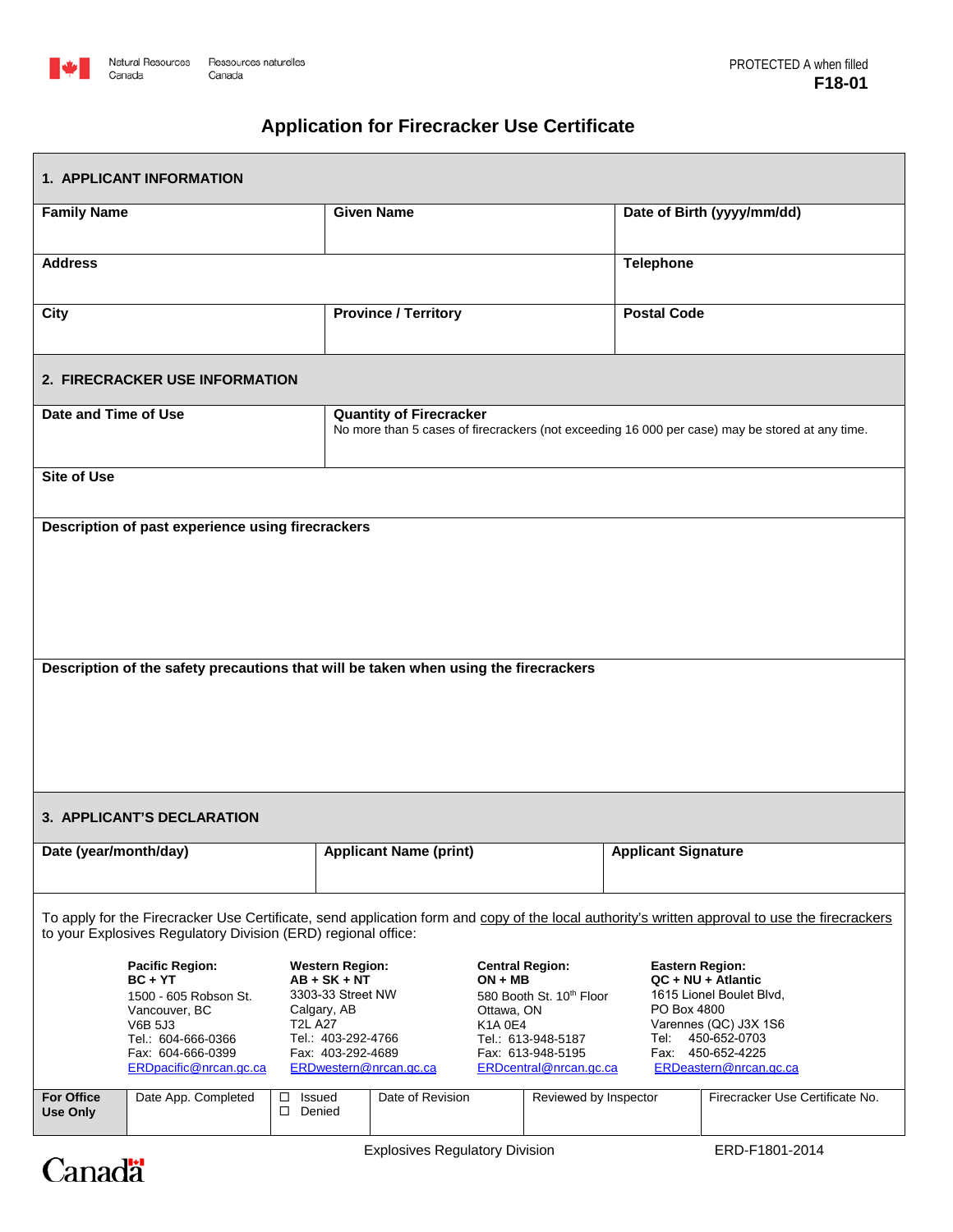Natural Resources Canada / Ressources naturelles Canada

PROTECTED A when filled
**F18-01**

# Application for Firecracker Use Certificate

## 1. APPLICANT INFORMATION

| Family Name | Given Name | Date of Birth (yyyy/mm/dd) |
| --- | --- | --- |
| | | |

| Address | Telephone |
| --- | --- |
| | |

| City | Province / Territory | Postal Code |
| --- | --- | --- |
| | | |

## 2. FIRECRACKER USE INFORMATION

| Date and Time of Use | Quantity of Firecracker<br>No more than 5 cases of firecrackers (not exceeding 16 000 per case) may be stored at any time. |
| --- | --- |
| | |

**Site of Use**

**Description of past experience using firecrackers**

**Description of the safety precautions that will be taken when using the firecrackers**

## 3. APPLICANT'S DECLARATION

| Date (year/month/day) | Applicant Name (print) | Applicant Signature |
| --- | --- | --- |
| | | |

To apply for the Firecracker Use Certificate, send application form and copy of the local authority's written approval to use the firecrackers to your Explosives Regulatory Division (ERD) regional office:

| Pacific Region: BC + YT | Western Region: AB + SK + NT | Central Region: ON + MB | Eastern Region: QC + NU + Atlantic |
| --- | --- | --- | --- |
| 1500 - 605 Robson St.<br>Vancouver, BC<br>V6B 5J3<br>Tel.: 604-666-0366<br>Fax: 604-666-0399<br>ERDpacific@nrcan.gc.ca | 3303-33 Street NW<br>Calgary, AB<br>T2L A27<br>Tel.: 403-292-4766<br>Fax: 403-292-4689<br>ERDwestern@nrcan.gc.ca | 580 Booth St. 10th Floor<br>Ottawa, ON<br>K1A 0E4<br>Tel.: 613-948-5187<br>Fax: 613-948-5195<br>ERDcentral@nrcan.gc.ca | 1615 Lionel Boulet Blvd,<br>PO Box 4800<br>Varennes (QC) J3X 1S6<br>Tel: 450-652-0703<br>Fax: 450-652-4225<br>ERDeastern@nrcan.gc.ca |

| For Office Use Only | Date App. Completed | ☐ Issued<br>☐ Denied | Date of Revision | Reviewed by Inspector | Firecracker Use Certificate No. |
| --- | --- | --- | --- | --- | --- |
| | | | | | |

Explosives Regulatory Division — ERD-F1801-2014

Canada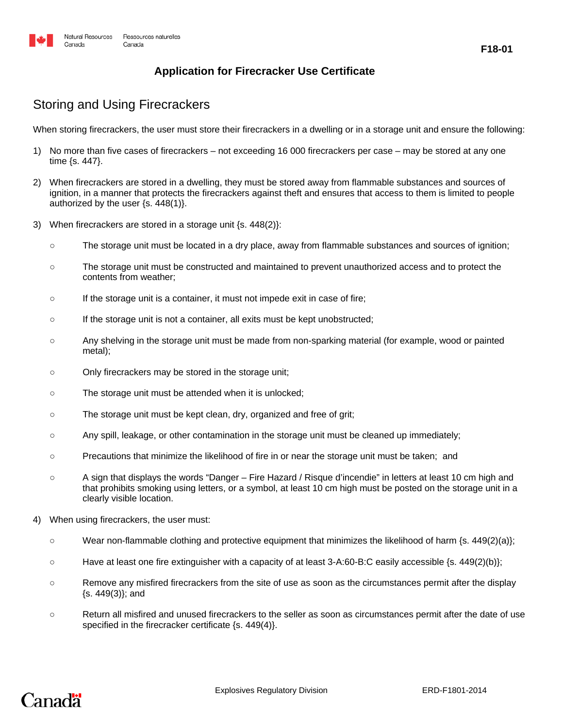**F18-01**

## Application for Firecracker Use Certificate

# Storing and Using Firecrackers

When storing firecrackers, the user must store their firecrackers in a dwelling or in a storage unit and ensure the following:

1) No more than five cases of firecrackers – not exceeding 16 000 firecrackers per case – may be stored at any one time {s. 447}.

2) When firecrackers are stored in a dwelling, they must be stored away from flammable substances and sources of ignition, in a manner that protects the firecrackers against theft and ensures that access to them is limited to people authorized by the user {s. 448(1)}.

3) When firecrackers are stored in a storage unit {s. 448(2)}:

   - The storage unit must be located in a dry place, away from flammable substances and sources of ignition;
   - The storage unit must be constructed and maintained to prevent unauthorized access and to protect the contents from weather;
   - If the storage unit is a container, it must not impede exit in case of fire;
   - If the storage unit is not a container, all exits must be kept unobstructed;
   - Any shelving in the storage unit must be made from non-sparking material (for example, wood or painted metal);
   - Only firecrackers may be stored in the storage unit;
   - The storage unit must be attended when it is unlocked;
   - The storage unit must be kept clean, dry, organized and free of grit;
   - Any spill, leakage, or other contamination in the storage unit must be cleaned up immediately;
   - Precautions that minimize the likelihood of fire in or near the storage unit must be taken; and
   - A sign that displays the words "Danger – Fire Hazard / Risque d'incendie" in letters at least 10 cm high and that prohibits smoking using letters, or a symbol, at least 10 cm high must be posted on the storage unit in a clearly visible location.

4) When using firecrackers, the user must:

   - Wear non-flammable clothing and protective equipment that minimizes the likelihood of harm {s. 449(2)(a)};
   - Have at least one fire extinguisher with a capacity of at least 3-A:60-B:C easily accessible {s. 449(2)(b)};
   - Remove any misfired firecrackers from the site of use as soon as the circumstances permit after the display {s. 449(3)}; and
   - Return all misfired and unused firecrackers to the seller as soon as circumstances permit after the date of use specified in the firecracker certificate {s. 449(4)}.

Explosives Regulatory Division

ERD-F1801-2014